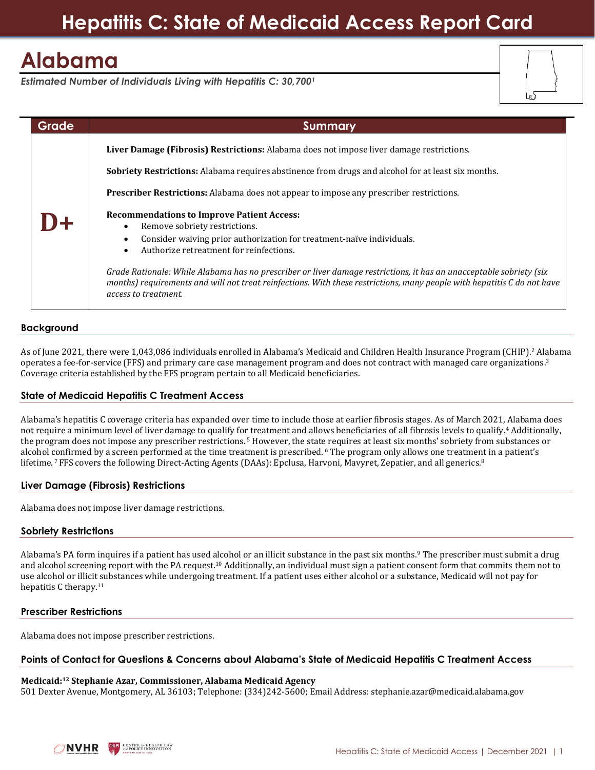# Hepatitis C: State of Medicaid Access Report Card

## Alabama

*Estimated Number of Individuals Living with Hepatitis C: 30,700[1]*

| Grade | Summary |
|---|---|
| **D+** | **Liver Damage (Fibrosis) Restrictions:** Alabama does not impose liver damage restrictions.<br><br>**Sobriety Restrictions:** Alabama requires abstinence from drugs and alcohol for at least six months.<br><br>**Prescriber Restrictions:** Alabama does not appear to impose any prescriber restrictions.<br><br>**Recommendations to Improve Patient Access:**<br>• Remove sobriety restrictions.<br>• Consider waiving prior authorization for treatment-naïve individuals.<br>• Authorize retreatment for reinfections.<br><br>*Grade Rationale: While Alabama has no prescriber or liver damage restrictions, it has an unacceptable sobriety (six months) requirements and will not treat reinfections. With these restrictions, many people with hepatitis C do not have access to treatment.* |

### Background

As of June 2021, there were 1,043,086 individuals enrolled in Alabama's Medicaid and Children Health Insurance Program (CHIP).[2] Alabama operates a fee-for-service (FFS) and primary care case management program and does not contract with managed care organizations.[3] Coverage criteria established by the FFS program pertain to all Medicaid beneficiaries.

### State of Medicaid Hepatitis C Treatment Access

Alabama's hepatitis C coverage criteria has expanded over time to include those at earlier fibrosis stages. As of March 2021, Alabama does not require a minimum level of liver damage to qualify for treatment and allows beneficiaries of all fibrosis levels to qualify.[4] Additionally, the program does not impose any prescriber restrictions.[5] However, the state requires at least six months' sobriety from substances or alcohol confirmed by a screen performed at the time treatment is prescribed.[6] The program only allows one treatment in a patient's lifetime.[7] FFS covers the following Direct-Acting Agents (DAAs): Epclusa, Harvoni, Mavyret, Zepatier, and all generics.[8]

### Liver Damage (Fibrosis) Restrictions

Alabama does not impose liver damage restrictions.

### Sobriety Restrictions

Alabama's PA form inquires if a patient has used alcohol or an illicit substance in the past six months.[9] The prescriber must submit a drug and alcohol screening report with the PA request.[10] Additionally, an individual must sign a patient consent form that commits them not to use alcohol or illicit substances while undergoing treatment. If a patient uses either alcohol or a substance, Medicaid will not pay for hepatitis C therapy.[11]

### Prescriber Restrictions

Alabama does not impose prescriber restrictions.

### Points of Contact for Questions & Concerns about Alabama's State of Medicaid Hepatitis C Treatment Access

**Medicaid:[12] Stephanie Azar, Commissioner, Alabama Medicaid Agency**
501 Dexter Avenue, Montgomery, AL 36103; Telephone: (334)242-5600; Email Address: stephanie.azar@medicaid.alabama.gov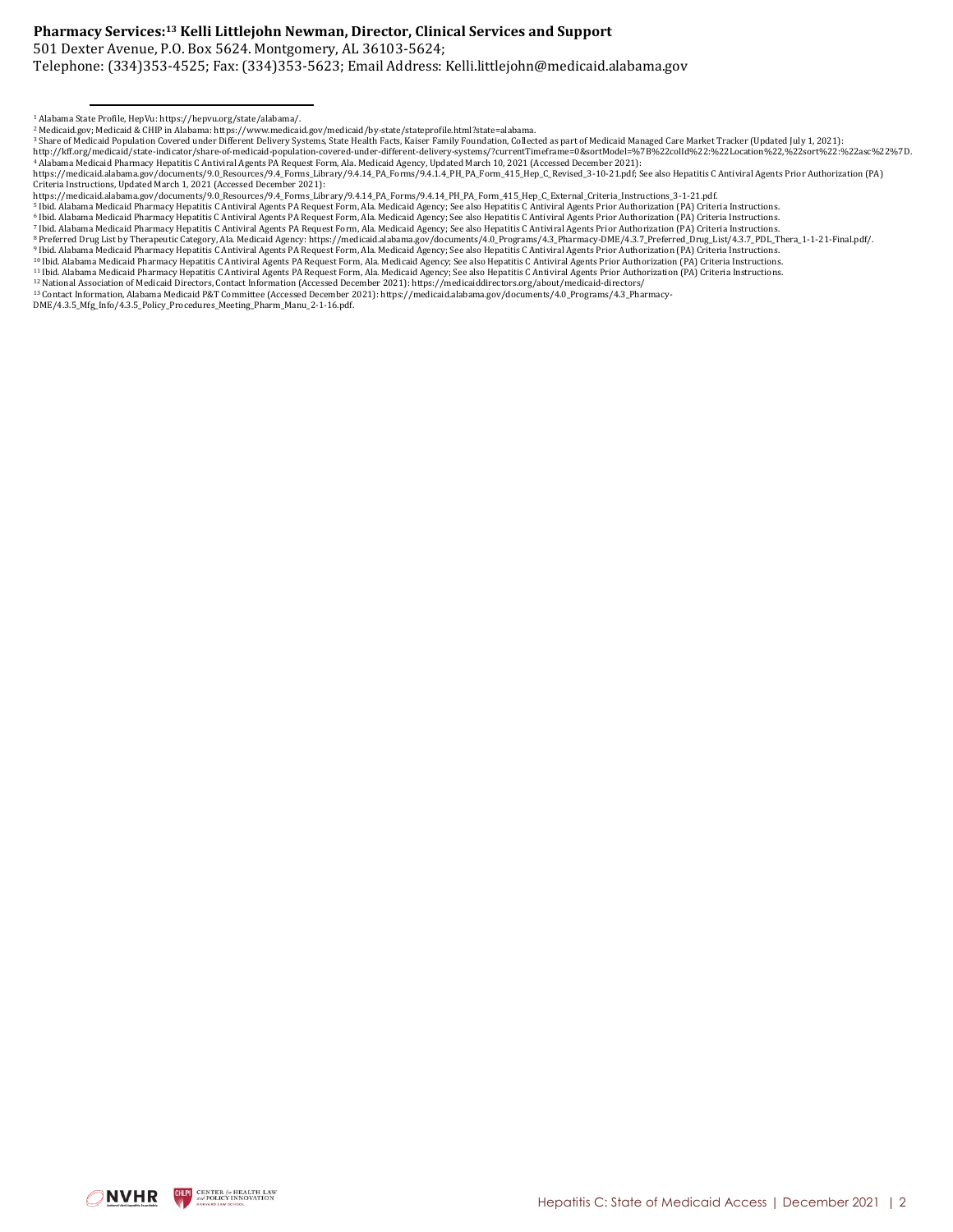**Pharmacy Services:**[13] **Kelli Littlejohn Newman, Director, Clinical Services and Support**
501 Dexter Avenue, P.O. Box 5624. Montgomery, AL 36103-5624;
Telephone: (334)353-4525; Fax: (334)353-5623; Email Address: Kelli.littlejohn@medicaid.alabama.gov

---

[1] Alabama State Profile, HepVu: https://hepvu.org/state/alabama/.
[2] Medicaid.gov; Medicaid & CHIP in Alabama: https://www.medicaid.gov/medicaid/by-state/stateprofile.html?state=alabama.
[3] Share of Medicaid Population Covered under Different Delivery Systems, State Health Facts, Kaiser Family Foundation, Collected as part of Medicaid Managed Care Market Tracker (Updated July 1, 2021): http://kff.org/medicaid/state-indicator/share-of-medicaid-population-covered-under-different-delivery-systems/?currentTimeframe=0&sortModel=%7B%22colId%22:%22Location%22,%22sort%22:%22asc%22%7D.
[4] Alabama Medicaid Pharmacy Hepatitis C Antiviral Agents PA Request Form, Ala. Medicaid Agency, Updated March 10, 2021 (Accessed December 2021): https://medicaid.alabama.gov/documents/9.0_Resources/9.4_Forms_Library/9.4.14_PA_Forms/9.4.1.4_PH_PA_Form_415_Hep_C_Revised_3-10-21.pdf; See also Hepatitis C Antiviral Agents Prior Authorization (PA) Criteria Instructions, Updated March 1, 2021 (Accessed December 2021): https://medicaid.alabama.gov/documents/9.0_Resources/9.4_Forms_Library/9.4.14_PA_Forms/9.4.14_PH_PA_Form_415_Hep_C_External_Criteria_Instructions_3-1-21.pdf.
[5] Ibid. Alabama Medicaid Pharmacy Hepatitis C Antiviral Agents PA Request Form, Ala. Medicaid Agency; See also Hepatitis C Antiviral Agents Prior Authorization (PA) Criteria Instructions.
[6] Ibid. Alabama Medicaid Pharmacy Hepatitis C Antiviral Agents PA Request Form, Ala. Medicaid Agency; See also Hepatitis C Antiviral Agents Prior Authorization (PA) Criteria Instructions.
[7] Ibid. Alabama Medicaid Pharmacy Hepatitis C Antiviral Agents PA Request Form, Ala. Medicaid Agency; See also Hepatitis C Antiviral Agents Prior Authorization (PA) Criteria Instructions.
[8] Preferred Drug List by Therapeutic Category, Ala. Medicaid Agency: https://medicaid.alabama.gov/documents/4.0_Programs/4.3_Pharmacy-DME/4.3.7_Preferred_Drug_List/4.3.7_PDL_Thera_1-1-21-Final.pdf/.
[9] Ibid. Alabama Medicaid Pharmacy Hepatitis C Antiviral Agents PA Request Form, Ala. Medicaid Agency; See also Hepatitis C Antiviral Agents Prior Authorization (PA) Criteria Instructions.
[10] Ibid. Alabama Medicaid Pharmacy Hepatitis C Antiviral Agents PA Request Form, Ala. Medicaid Agency; See also Hepatitis C Antiviral Agents Prior Authorization (PA) Criteria Instructions.
[11] Ibid. Alabama Medicaid Pharmacy Hepatitis C Antiviral Agents PA Request Form, Ala. Medicaid Agency; See also Hepatitis C Antiviral Agents Prior Authorization (PA) Criteria Instructions.
[12] National Association of Medicaid Directors, Contact Information (Accessed December 2021): https://medicaiddirectors.org/about/medicaid-directors/
[13] Contact Information, Alabama Medicaid P&T Committee (Accessed December 2021): https://medicaid.alabama.gov/documents/4.0_Programs/4.3_Pharmacy-DME/4.3.5_Mfg_Info/4.3.5_Policy_Procedures_Meeting_Pharm_Manu_2-1-16.pdf.